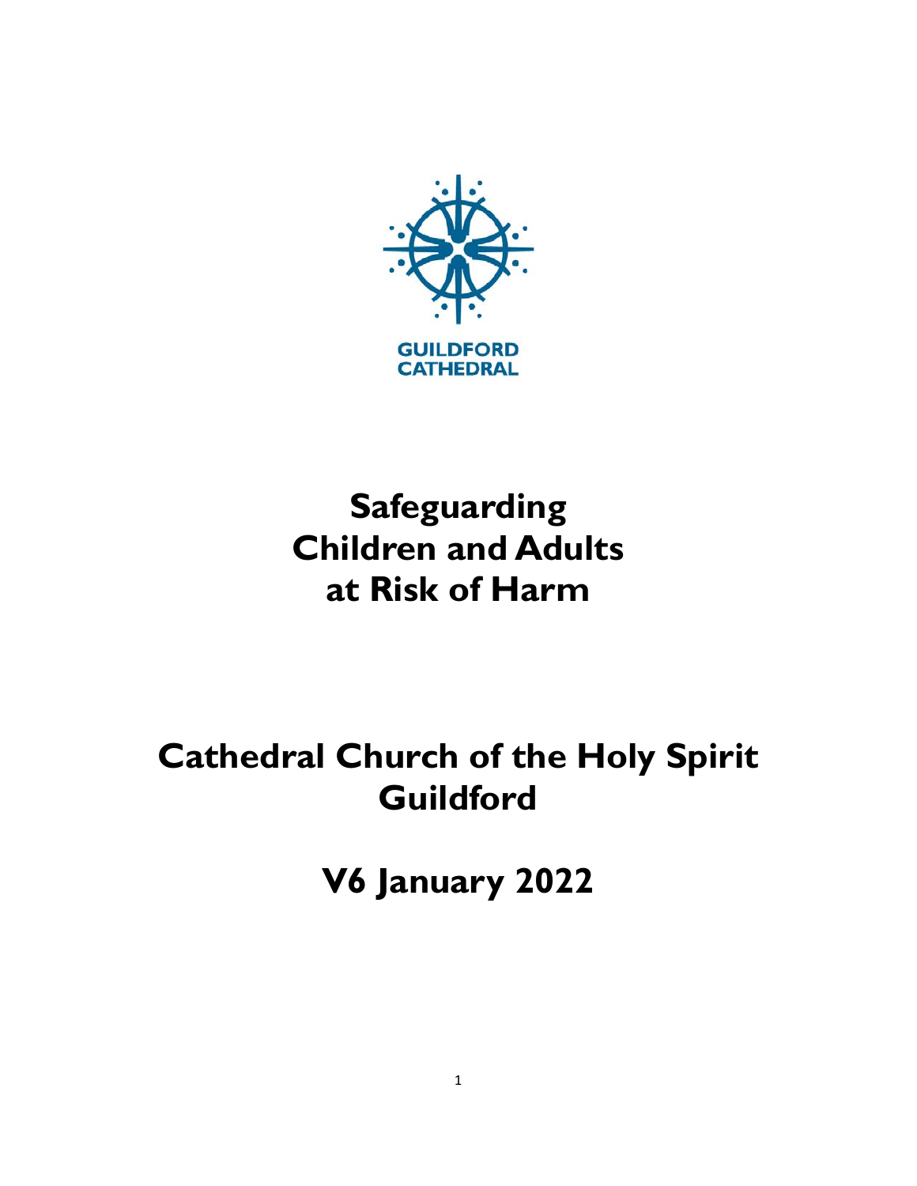GUILDFORD CATHEDRAL

# Safeguarding Children and Adults at Risk of Harm

# Cathedral Church of the Holy Spirit Guildford

# V6 January 2022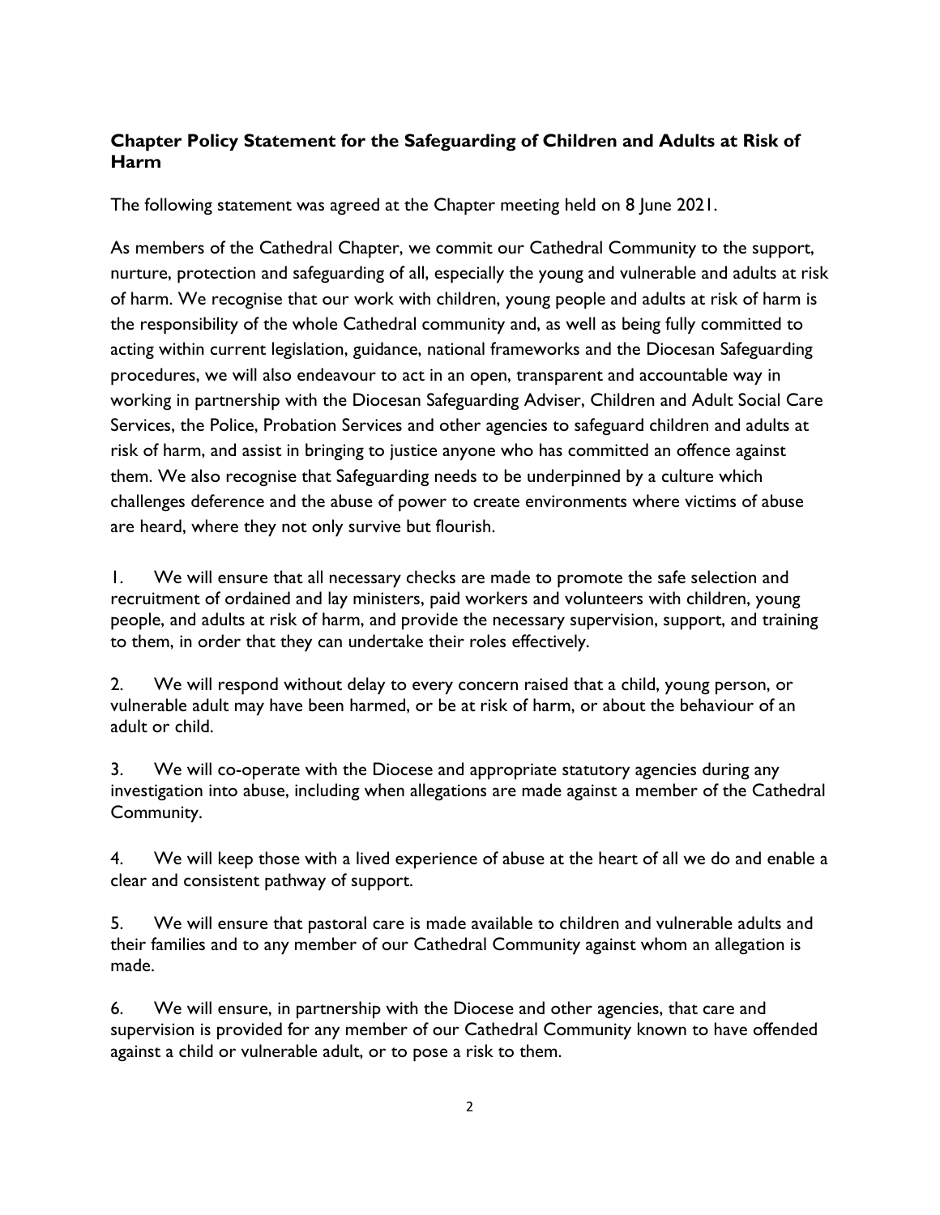**Chapter Policy Statement for the Safeguarding of Children and Adults at Risk of Harm**

The following statement was agreed at the Chapter meeting held on 8 June 2021.

As members of the Cathedral Chapter, we commit our Cathedral Community to the support, nurture, protection and safeguarding of all, especially the young and vulnerable and adults at risk of harm. We recognise that our work with children, young people and adults at risk of harm is the responsibility of the whole Cathedral community and, as well as being fully committed to acting within current legislation, guidance, national frameworks and the Diocesan Safeguarding procedures, we will also endeavour to act in an open, transparent and accountable way in working in partnership with the Diocesan Safeguarding Adviser, Children and Adult Social Care Services, the Police, Probation Services and other agencies to safeguard children and adults at risk of harm, and assist in bringing to justice anyone who has committed an offence against them. We also recognise that Safeguarding needs to be underpinned by a culture which challenges deference and the abuse of power to create environments where victims of abuse are heard, where they not only survive but flourish.

1. We will ensure that all necessary checks are made to promote the safe selection and recruitment of ordained and lay ministers, paid workers and volunteers with children, young people, and adults at risk of harm, and provide the necessary supervision, support, and training to them, in order that they can undertake their roles effectively.

2. We will respond without delay to every concern raised that a child, young person, or vulnerable adult may have been harmed, or be at risk of harm, or about the behaviour of an adult or child.

3. We will co-operate with the Diocese and appropriate statutory agencies during any investigation into abuse, including when allegations are made against a member of the Cathedral Community.

4. We will keep those with a lived experience of abuse at the heart of all we do and enable a clear and consistent pathway of support.

5. We will ensure that pastoral care is made available to children and vulnerable adults and their families and to any member of our Cathedral Community against whom an allegation is made.

6. We will ensure, in partnership with the Diocese and other agencies, that care and supervision is provided for any member of our Cathedral Community known to have offended against a child or vulnerable adult, or to pose a risk to them.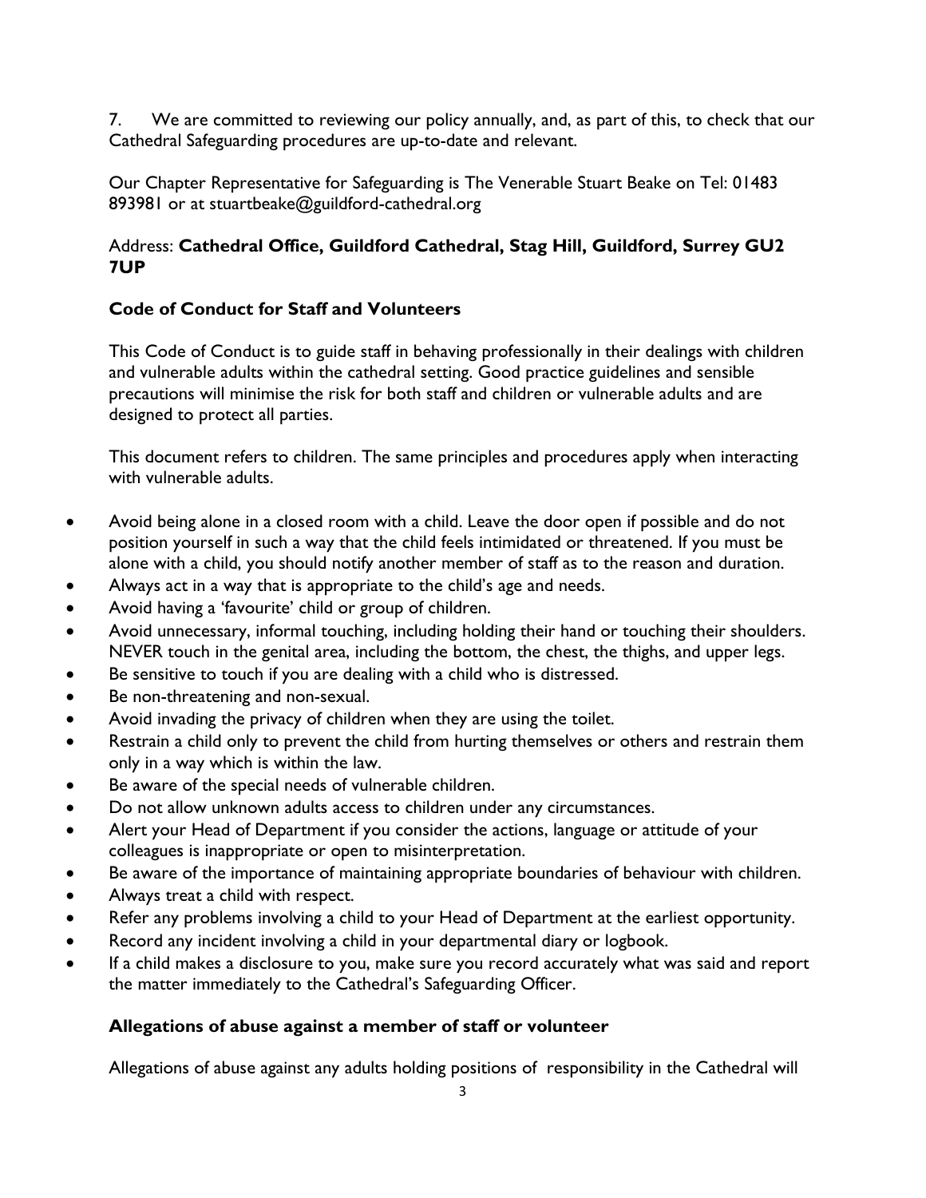7. We are committed to reviewing our policy annually, and, as part of this, to check that our Cathedral Safeguarding procedures are up-to-date and relevant.

Our Chapter Representative for Safeguarding is The Venerable Stuart Beake on Tel: 01483 893981 or at stuartbeake@guildford-cathedral.org

Address: **Cathedral Office, Guildford Cathedral, Stag Hill, Guildford, Surrey GU2 7UP**

### Code of Conduct for Staff and Volunteers

This Code of Conduct is to guide staff in behaving professionally in their dealings with children and vulnerable adults within the cathedral setting. Good practice guidelines and sensible precautions will minimise the risk for both staff and children or vulnerable adults and are designed to protect all parties.

This document refers to children. The same principles and procedures apply when interacting with vulnerable adults.

- Avoid being alone in a closed room with a child. Leave the door open if possible and do not position yourself in such a way that the child feels intimidated or threatened. If you must be alone with a child, you should notify another member of staff as to the reason and duration.
- Always act in a way that is appropriate to the child's age and needs.
- Avoid having a 'favourite' child or group of children.
- Avoid unnecessary, informal touching, including holding their hand or touching their shoulders. NEVER touch in the genital area, including the bottom, the chest, the thighs, and upper legs.
- Be sensitive to touch if you are dealing with a child who is distressed.
- Be non-threatening and non-sexual.
- Avoid invading the privacy of children when they are using the toilet.
- Restrain a child only to prevent the child from hurting themselves or others and restrain them only in a way which is within the law.
- Be aware of the special needs of vulnerable children.
- Do not allow unknown adults access to children under any circumstances.
- Alert your Head of Department if you consider the actions, language or attitude of your colleagues is inappropriate or open to misinterpretation.
- Be aware of the importance of maintaining appropriate boundaries of behaviour with children.
- Always treat a child with respect.
- Refer any problems involving a child to your Head of Department at the earliest opportunity.
- Record any incident involving a child in your departmental diary or logbook.
- If a child makes a disclosure to you, make sure you record accurately what was said and report the matter immediately to the Cathedral's Safeguarding Officer.

### Allegations of abuse against a member of staff or volunteer

Allegations of abuse against any adults holding positions of responsibility in the Cathedral will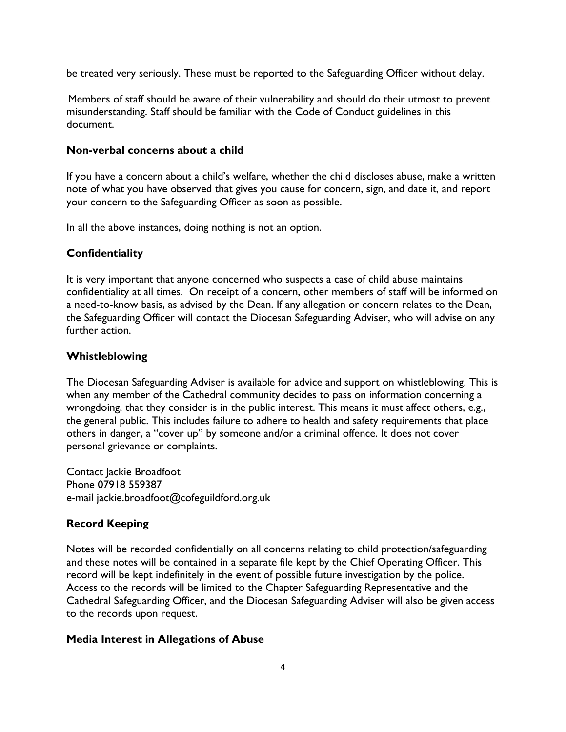be treated very seriously. These must be reported to the Safeguarding Officer without delay.

Members of staff should be aware of their vulnerability and should do their utmost to prevent misunderstanding. Staff should be familiar with the Code of Conduct guidelines in this document.

### Non-verbal concerns about a child

If you have a concern about a child's welfare, whether the child discloses abuse, make a written note of what you have observed that gives you cause for concern, sign, and date it, and report your concern to the Safeguarding Officer as soon as possible.

In all the above instances, doing nothing is not an option.

### Confidentiality

It is very important that anyone concerned who suspects a case of child abuse maintains confidentiality at all times. On receipt of a concern, other members of staff will be informed on a need-to-know basis, as advised by the Dean. If any allegation or concern relates to the Dean, the Safeguarding Officer will contact the Diocesan Safeguarding Adviser, who will advise on any further action.

### Whistleblowing

The Diocesan Safeguarding Adviser is available for advice and support on whistleblowing. This is when any member of the Cathedral community decides to pass on information concerning a wrongdoing, that they consider is in the public interest. This means it must affect others, e.g., the general public. This includes failure to adhere to health and safety requirements that place others in danger, a "cover up" by someone and/or a criminal offence. It does not cover personal grievance or complaints.

Contact Jackie Broadfoot
Phone 07918 559387
e-mail jackie.broadfoot@cofeguildford.org.uk

### Record Keeping

Notes will be recorded confidentially on all concerns relating to child protection/safeguarding and these notes will be contained in a separate file kept by the Chief Operating Officer. This record will be kept indefinitely in the event of possible future investigation by the police. Access to the records will be limited to the Chapter Safeguarding Representative and the Cathedral Safeguarding Officer, and the Diocesan Safeguarding Adviser will also be given access to the records upon request.

### Media Interest in Allegations of Abuse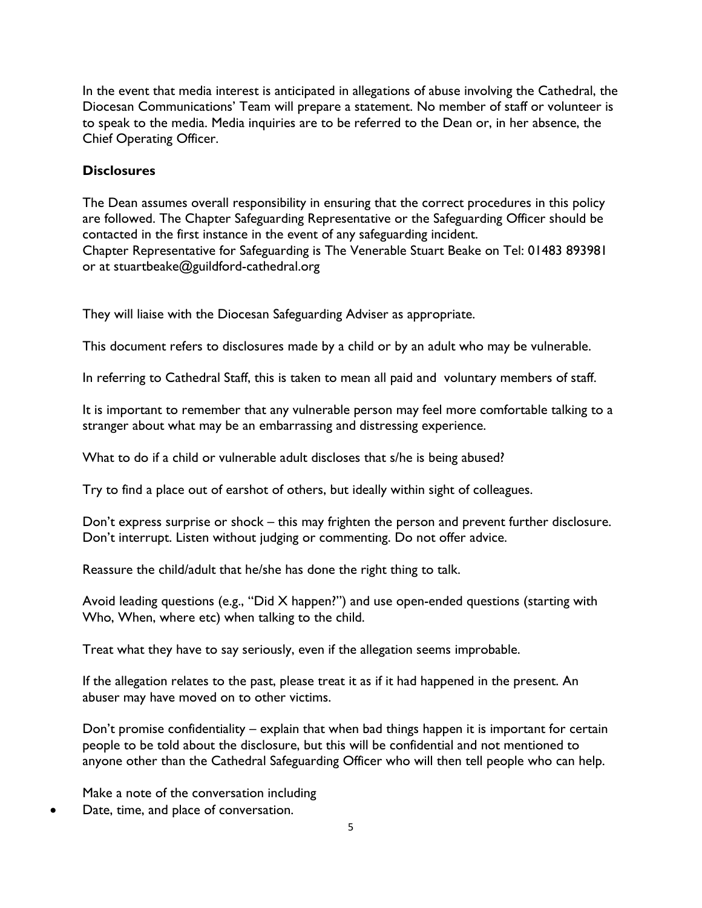In the event that media interest is anticipated in allegations of abuse involving the Cathedral, the Diocesan Communications' Team will prepare a statement. No member of staff or volunteer is to speak to the media. Media inquiries are to be referred to the Dean or, in her absence, the Chief Operating Officer.

## Disclosures

The Dean assumes overall responsibility in ensuring that the correct procedures in this policy are followed. The Chapter Safeguarding Representative or the Safeguarding Officer should be contacted in the first instance in the event of any safeguarding incident.
Chapter Representative for Safeguarding is The Venerable Stuart Beake on Tel: 01483 893981 or at stuartbeake@guildford-cathedral.org

They will liaise with the Diocesan Safeguarding Adviser as appropriate.

This document refers to disclosures made by a child or by an adult who may be vulnerable.

In referring to Cathedral Staff, this is taken to mean all paid and voluntary members of staff.

It is important to remember that any vulnerable person may feel more comfortable talking to a stranger about what may be an embarrassing and distressing experience.

What to do if a child or vulnerable adult discloses that s/he is being abused?

Try to find a place out of earshot of others, but ideally within sight of colleagues.

Don't express surprise or shock – this may frighten the person and prevent further disclosure. Don't interrupt. Listen without judging or commenting. Do not offer advice.

Reassure the child/adult that he/she has done the right thing to talk.

Avoid leading questions (e.g., "Did X happen?") and use open-ended questions (starting with Who, When, where etc) when talking to the child.

Treat what they have to say seriously, even if the allegation seems improbable.

If the allegation relates to the past, please treat it as if it had happened in the present. An abuser may have moved on to other victims.

Don't promise confidentiality – explain that when bad things happen it is important for certain people to be told about the disclosure, but this will be confidential and not mentioned to anyone other than the Cathedral Safeguarding Officer who will then tell people who can help.

Make a note of the conversation including

- Date, time, and place of conversation.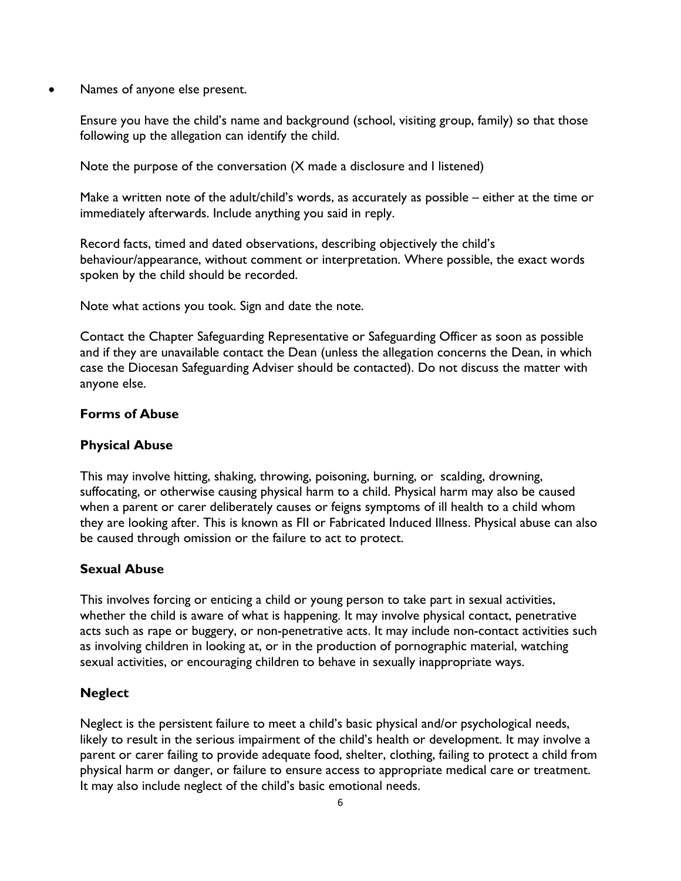- Names of anyone else present.

Ensure you have the child's name and background (school, visiting group, family) so that those following up the allegation can identify the child.

Note the purpose of the conversation (X made a disclosure and I listened)

Make a written note of the adult/child's words, as accurately as possible – either at the time or immediately afterwards. Include anything you said in reply.

Record facts, timed and dated observations, describing objectively the child's behaviour/appearance, without comment or interpretation. Where possible, the exact words spoken by the child should be recorded.

Note what actions you took. Sign and date the note.

Contact the Chapter Safeguarding Representative or Safeguarding Officer as soon as possible and if they are unavailable contact the Dean (unless the allegation concerns the Dean, in which case the Diocesan Safeguarding Adviser should be contacted). Do not discuss the matter with anyone else.

**Forms of Abuse**

**Physical Abuse**

This may involve hitting, shaking, throwing, poisoning, burning, or scalding, drowning, suffocating, or otherwise causing physical harm to a child. Physical harm may also be caused when a parent or carer deliberately causes or feigns symptoms of ill health to a child whom they are looking after. This is known as FII or Fabricated Induced Illness. Physical abuse can also be caused through omission or the failure to act to protect.

**Sexual Abuse**

This involves forcing or enticing a child or young person to take part in sexual activities, whether the child is aware of what is happening. It may involve physical contact, penetrative acts such as rape or buggery, or non-penetrative acts. It may include non-contact activities such as involving children in looking at, or in the production of pornographic material, watching sexual activities, or encouraging children to behave in sexually inappropriate ways.

**Neglect**

Neglect is the persistent failure to meet a child's basic physical and/or psychological needs, likely to result in the serious impairment of the child's health or development. It may involve a parent or carer failing to provide adequate food, shelter, clothing, failing to protect a child from physical harm or danger, or failure to ensure access to appropriate medical care or treatment. It may also include neglect of the child's basic emotional needs.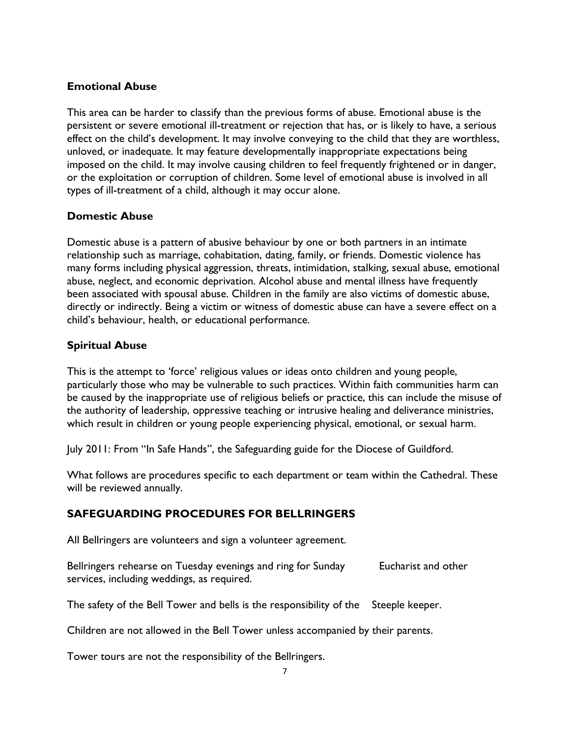### Emotional Abuse

This area can be harder to classify than the previous forms of abuse. Emotional abuse is the persistent or severe emotional ill-treatment or rejection that has, or is likely to have, a serious effect on the child's development. It may involve conveying to the child that they are worthless, unloved, or inadequate. It may feature developmentally inappropriate expectations being imposed on the child. It may involve causing children to feel frequently frightened or in danger, or the exploitation or corruption of children. Some level of emotional abuse is involved in all types of ill-treatment of a child, although it may occur alone.

### Domestic Abuse

Domestic abuse is a pattern of abusive behaviour by one or both partners in an intimate relationship such as marriage, cohabitation, dating, family, or friends. Domestic violence has many forms including physical aggression, threats, intimidation, stalking, sexual abuse, emotional abuse, neglect, and economic deprivation. Alcohol abuse and mental illness have frequently been associated with spousal abuse. Children in the family are also victims of domestic abuse, directly or indirectly. Being a victim or witness of domestic abuse can have a severe effect on a child's behaviour, health, or educational performance.

### Spiritual Abuse

This is the attempt to 'force' religious values or ideas onto children and young people, particularly those who may be vulnerable to such practices. Within faith communities harm can be caused by the inappropriate use of religious beliefs or practice, this can include the misuse of the authority of leadership, oppressive teaching or intrusive healing and deliverance ministries, which result in children or young people experiencing physical, emotional, or sexual harm.

July 2011: From "In Safe Hands", the Safeguarding guide for the Diocese of Guildford.

What follows are procedures specific to each department or team within the Cathedral. These will be reviewed annually.

## SAFEGUARDING PROCEDURES FOR BELLRINGERS

All Bellringers are volunteers and sign a volunteer agreement.

Bellringers rehearse on Tuesday evenings and ring for Sunday Eucharist and other services, including weddings, as required.

The safety of the Bell Tower and bells is the responsibility of the Steeple keeper.

Children are not allowed in the Bell Tower unless accompanied by their parents.

Tower tours are not the responsibility of the Bellringers.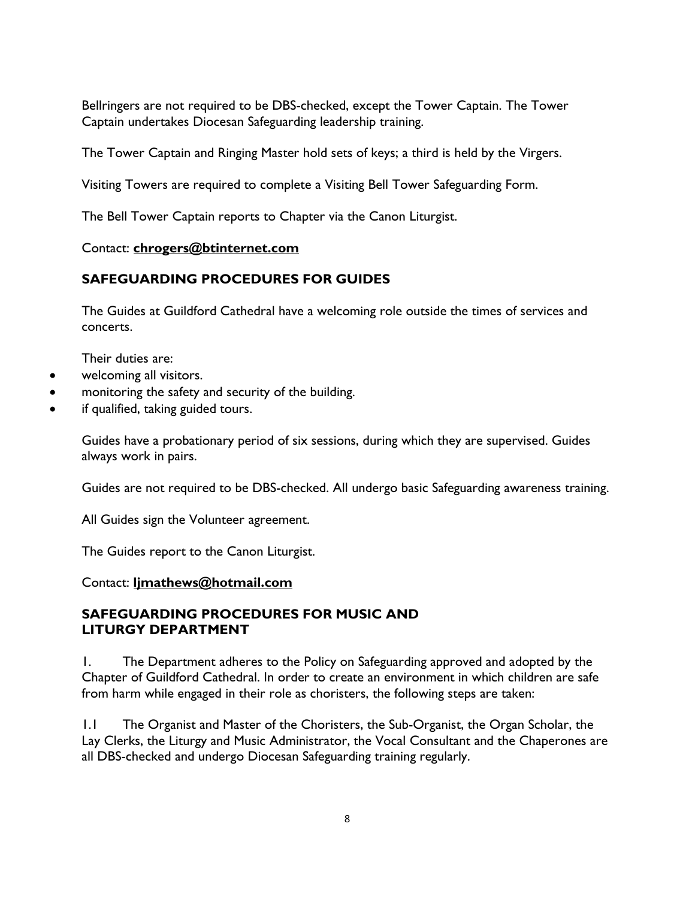Bellringers are not required to be DBS-checked, except the Tower Captain. The Tower Captain undertakes Diocesan Safeguarding leadership training.

The Tower Captain and Ringing Master hold sets of keys; a third is held by the Virgers.

Visiting Towers are required to complete a Visiting Bell Tower Safeguarding Form.

The Bell Tower Captain reports to Chapter via the Canon Liturgist.

Contact: **chrogers@btinternet.com**

### SAFEGUARDING PROCEDURES FOR GUIDES

The Guides at Guildford Cathedral have a welcoming role outside the times of services and concerts.

Their duties are:

- welcoming all visitors.
- monitoring the safety and security of the building.
- if qualified, taking guided tours.

Guides have a probationary period of six sessions, during which they are supervised. Guides always work in pairs.

Guides are not required to be DBS-checked. All undergo basic Safeguarding awareness training.

All Guides sign the Volunteer agreement.

The Guides report to the Canon Liturgist.

Contact: **ljmathews@hotmail.com**

### SAFEGUARDING PROCEDURES FOR MUSIC AND LITURGY DEPARTMENT

1. The Department adheres to the Policy on Safeguarding approved and adopted by the Chapter of Guildford Cathedral. In order to create an environment in which children are safe from harm while engaged in their role as choristers, the following steps are taken:

1.1 The Organist and Master of the Choristers, the Sub-Organist, the Organ Scholar, the Lay Clerks, the Liturgy and Music Administrator, the Vocal Consultant and the Chaperones are all DBS-checked and undergo Diocesan Safeguarding training regularly.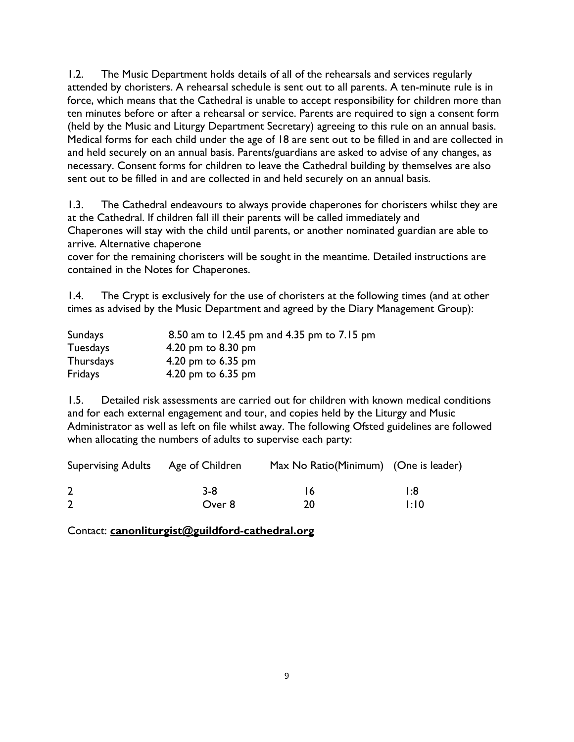1.2. The Music Department holds details of all of the rehearsals and services regularly attended by choristers. A rehearsal schedule is sent out to all parents. A ten-minute rule is in force, which means that the Cathedral is unable to accept responsibility for children more than ten minutes before or after a rehearsal or service. Parents are required to sign a consent form (held by the Music and Liturgy Department Secretary) agreeing to this rule on an annual basis. Medical forms for each child under the age of 18 are sent out to be filled in and are collected in and held securely on an annual basis. Parents/guardians are asked to advise of any changes, as necessary. Consent forms for children to leave the Cathedral building by themselves are also sent out to be filled in and are collected in and held securely on an annual basis.

1.3. The Cathedral endeavours to always provide chaperones for choristers whilst they are at the Cathedral. If children fall ill their parents will be called immediately and Chaperones will stay with the child until parents, or another nominated guardian are able to arrive. Alternative chaperone cover for the remaining choristers will be sought in the meantime. Detailed instructions are contained in the Notes for Chaperones.

1.4. The Crypt is exclusively for the use of choristers at the following times (and at other times as advised by the Music Department and agreed by the Diary Management Group):

| | |
|---|---|
| Sundays | 8.50 am to 12.45 pm and 4.35 pm to 7.15 pm |
| Tuesdays | 4.20 pm to 8.30 pm |
| Thursdays | 4.20 pm to 6.35 pm |
| Fridays | 4.20 pm to 6.35 pm |

1.5. Detailed risk assessments are carried out for children with known medical conditions and for each external engagement and tour, and copies held by the Liturgy and Music Administrator as well as left on file whilst away. The following Ofsted guidelines are followed when allocating the numbers of adults to supervise each party:

| Supervising Adults | Age of Children | Max No Ratio(Minimum) | (One is leader) |
|---|---|---|---|
| 2 | 3-8 | 16 | 1:8 |
| 2 | Over 8 | 20 | 1:10 |

Contact: **canonliturgist@guildford-cathedral.org**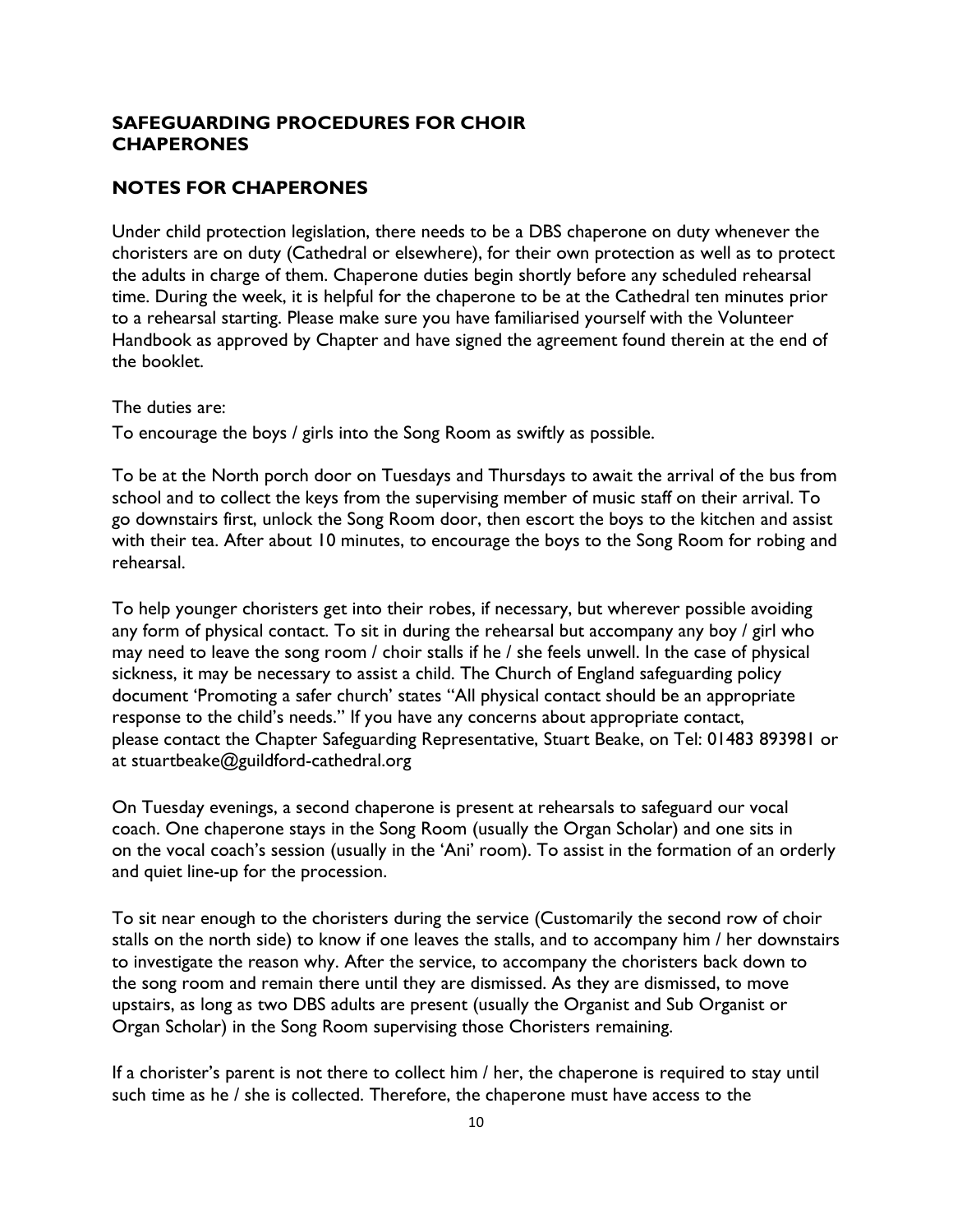## SAFEGUARDING PROCEDURES FOR CHOIR CHAPERONES

## NOTES FOR CHAPERONES

Under child protection legislation, there needs to be a DBS chaperone on duty whenever the choristers are on duty (Cathedral or elsewhere), for their own protection as well as to protect the adults in charge of them. Chaperone duties begin shortly before any scheduled rehearsal time. During the week, it is helpful for the chaperone to be at the Cathedral ten minutes prior to a rehearsal starting. Please make sure you have familiarised yourself with the Volunteer Handbook as approved by Chapter and have signed the agreement found therein at the end of the booklet.

The duties are:

To encourage the boys / girls into the Song Room as swiftly as possible.

To be at the North porch door on Tuesdays and Thursdays to await the arrival of the bus from school and to collect the keys from the supervising member of music staff on their arrival. To go downstairs first, unlock the Song Room door, then escort the boys to the kitchen and assist with their tea. After about 10 minutes, to encourage the boys to the Song Room for robing and rehearsal.

To help younger choristers get into their robes, if necessary, but wherever possible avoiding any form of physical contact. To sit in during the rehearsal but accompany any boy / girl who may need to leave the song room / choir stalls if he / she feels unwell. In the case of physical sickness, it may be necessary to assist a child. The Church of England safeguarding policy document 'Promoting a safer church' states "All physical contact should be an appropriate response to the child's needs." If you have any concerns about appropriate contact, please contact the Chapter Safeguarding Representative, Stuart Beake, on Tel: 01483 893981 or at stuartbeake@guildford-cathedral.org

On Tuesday evenings, a second chaperone is present at rehearsals to safeguard our vocal coach. One chaperone stays in the Song Room (usually the Organ Scholar) and one sits in on the vocal coach's session (usually in the 'Ani' room). To assist in the formation of an orderly and quiet line-up for the procession.

To sit near enough to the choristers during the service (Customarily the second row of choir stalls on the north side) to know if one leaves the stalls, and to accompany him / her downstairs to investigate the reason why. After the service, to accompany the choristers back down to the song room and remain there until they are dismissed. As they are dismissed, to move upstairs, as long as two DBS adults are present (usually the Organist and Sub Organist or Organ Scholar) in the Song Room supervising those Choristers remaining.

If a chorister's parent is not there to collect him / her, the chaperone is required to stay until such time as he / she is collected. Therefore, the chaperone must have access to the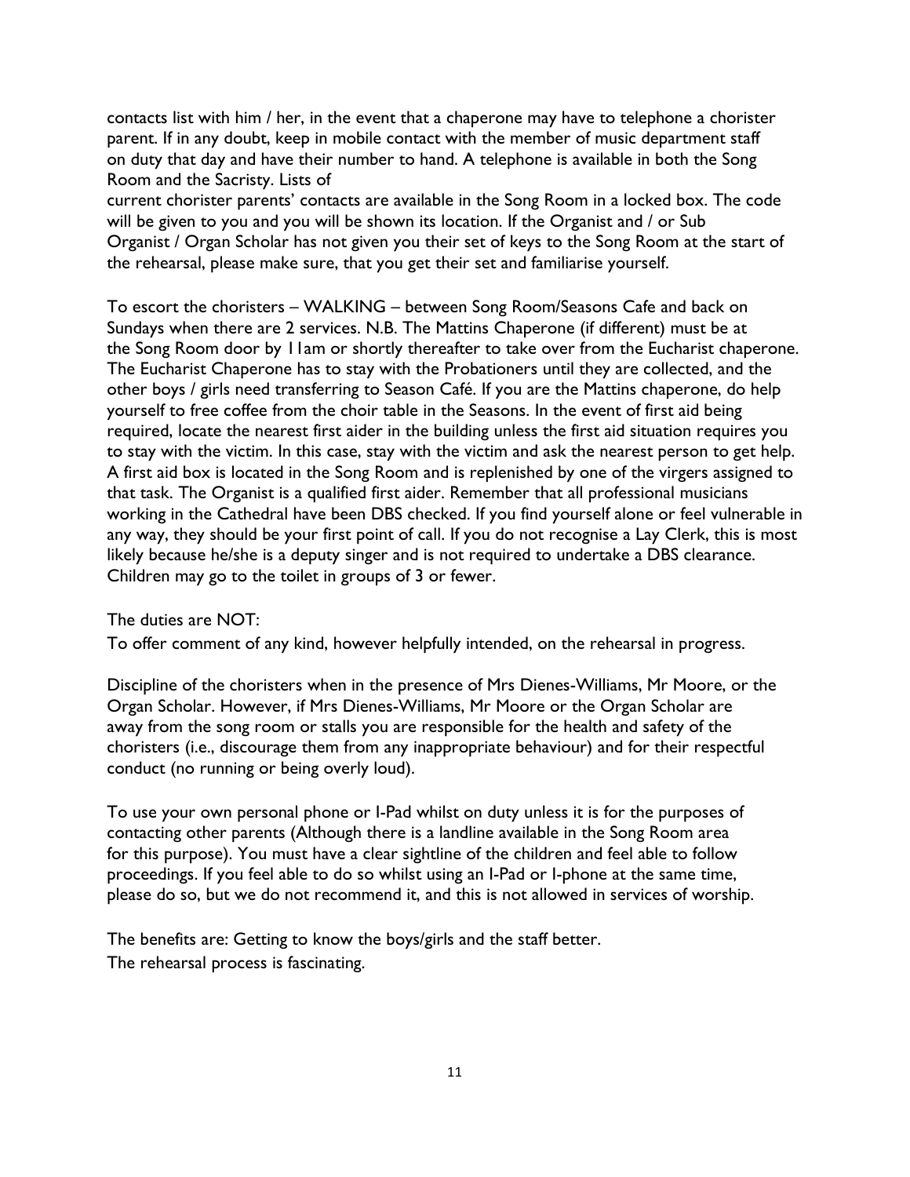contacts list with him / her, in the event that a chaperone may have to telephone a chorister parent. If in any doubt, keep in mobile contact with the member of music department staff on duty that day and have their number to hand. A telephone is available in both the Song Room and the Sacristy. Lists of current chorister parents' contacts are available in the Song Room in a locked box. The code will be given to you and you will be shown its location. If the Organist and / or Sub Organist / Organ Scholar has not given you their set of keys to the Song Room at the start of the rehearsal, please make sure, that you get their set and familiarise yourself.

To escort the choristers – WALKING – between Song Room/Seasons Cafe and back on Sundays when there are 2 services. N.B. The Mattins Chaperone (if different) must be at the Song Room door by 11am or shortly thereafter to take over from the Eucharist chaperone. The Eucharist Chaperone has to stay with the Probationers until they are collected, and the other boys / girls need transferring to Season Café. If you are the Mattins chaperone, do help yourself to free coffee from the choir table in the Seasons. In the event of first aid being required, locate the nearest first aider in the building unless the first aid situation requires you to stay with the victim. In this case, stay with the victim and ask the nearest person to get help. A first aid box is located in the Song Room and is replenished by one of the virgers assigned to that task. The Organist is a qualified first aider. Remember that all professional musicians working in the Cathedral have been DBS checked. If you find yourself alone or feel vulnerable in any way, they should be your first point of call. If you do not recognise a Lay Clerk, this is most likely because he/she is a deputy singer and is not required to undertake a DBS clearance. Children may go to the toilet in groups of 3 or fewer.

The duties are NOT:

To offer comment of any kind, however helpfully intended, on the rehearsal in progress.

Discipline of the choristers when in the presence of Mrs Dienes-Williams, Mr Moore, or the Organ Scholar. However, if Mrs Dienes-Williams, Mr Moore or the Organ Scholar are away from the song room or stalls you are responsible for the health and safety of the choristers (i.e., discourage them from any inappropriate behaviour) and for their respectful conduct (no running or being overly loud).

To use your own personal phone or I-Pad whilst on duty unless it is for the purposes of contacting other parents (Although there is a landline available in the Song Room area for this purpose). You must have a clear sightline of the children and feel able to follow proceedings. If you feel able to do so whilst using an I-Pad or I-phone at the same time, please do so, but we do not recommend it, and this is not allowed in services of worship.

The benefits are: Getting to know the boys/girls and the staff better.
The rehearsal process is fascinating.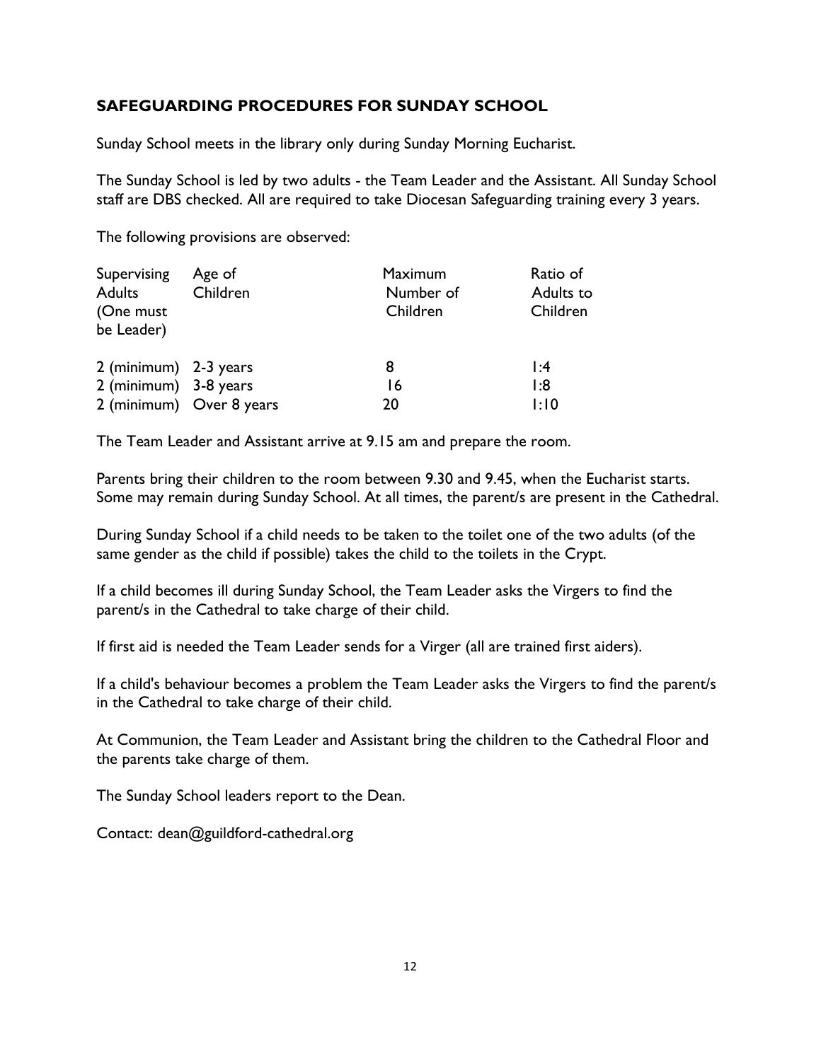## SAFEGUARDING PROCEDURES FOR SUNDAY SCHOOL

Sunday School meets in the library only during Sunday Morning Eucharist.

The Sunday School is led by two adults - the Team Leader and the Assistant. All Sunday School staff are DBS checked. All are required to take Diocesan Safeguarding training every 3 years.

The following provisions are observed:

| Supervising Adults (One must be Leader) | Age of Children | Maximum Number of Children | Ratio of Adults to Children |
|---|---|---|---|
| 2 (minimum) | 2-3 years | 8 | 1:4 |
| 2 (minimum) | 3-8 years | 16 | 1:8 |
| 2 (minimum) | Over 8 years | 20 | 1:10 |

The Team Leader and Assistant arrive at 9.15 am and prepare the room.

Parents bring their children to the room between 9.30 and 9.45, when the Eucharist starts. Some may remain during Sunday School. At all times, the parent/s are present in the Cathedral.

During Sunday School if a child needs to be taken to the toilet one of the two adults (of the same gender as the child if possible) takes the child to the toilets in the Crypt.

If a child becomes ill during Sunday School, the Team Leader asks the Virgers to find the parent/s in the Cathedral to take charge of their child.

If first aid is needed the Team Leader sends for a Virger (all are trained first aiders).

If a child's behaviour becomes a problem the Team Leader asks the Virgers to find the parent/s in the Cathedral to take charge of their child.

At Communion, the Team Leader and Assistant bring the children to the Cathedral Floor and the parents take charge of them.

The Sunday School leaders report to the Dean.

Contact: dean@guildford-cathedral.org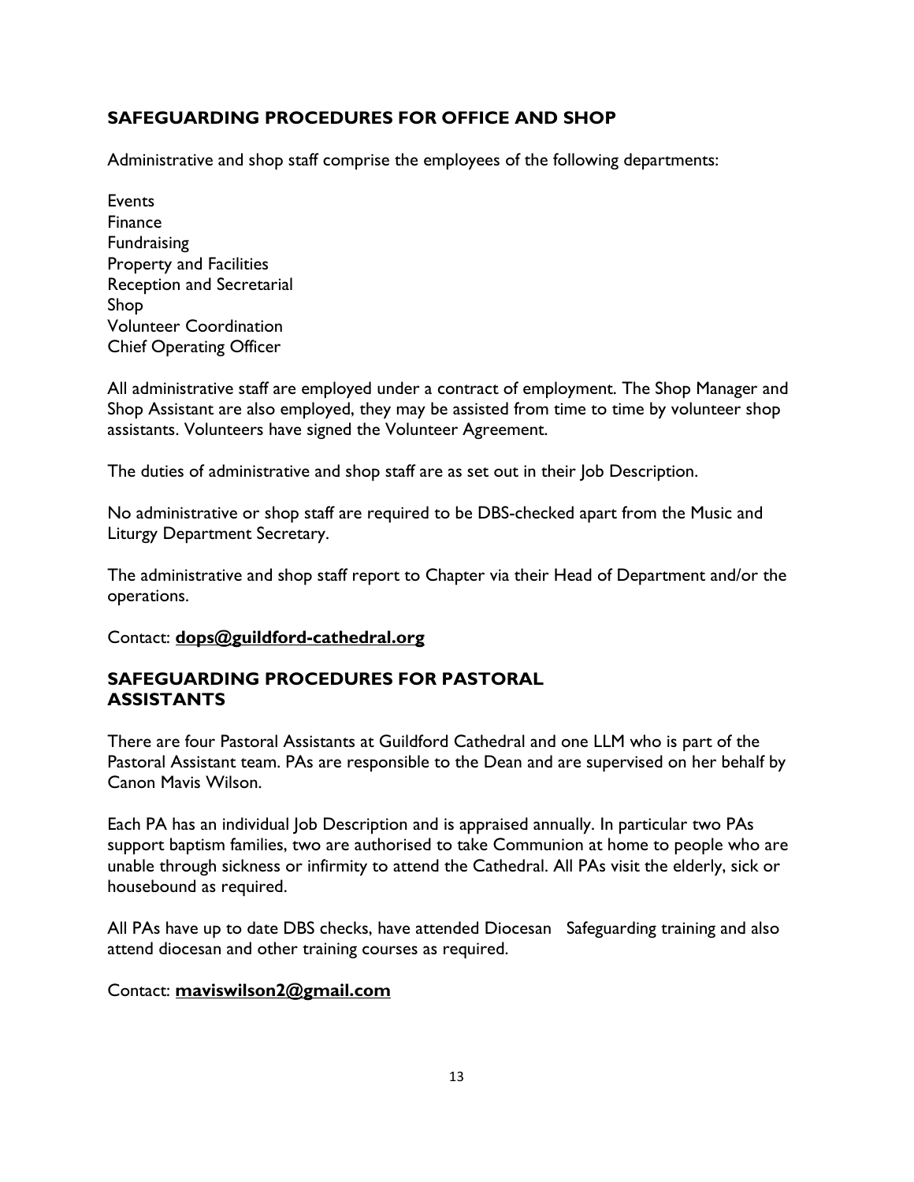## SAFEGUARDING PROCEDURES FOR OFFICE AND SHOP

Administrative and shop staff comprise the employees of the following departments:

Events
Finance
Fundraising
Property and Facilities
Reception and Secretarial
Shop
Volunteer Coordination
Chief Operating Officer

All administrative staff are employed under a contract of employment. The Shop Manager and Shop Assistant are also employed, they may be assisted from time to time by volunteer shop assistants. Volunteers have signed the Volunteer Agreement.

The duties of administrative and shop staff are as set out in their Job Description.

No administrative or shop staff are required to be DBS-checked apart from the Music and Liturgy Department Secretary.

The administrative and shop staff report to Chapter via their Head of Department and/or the operations.

Contact: **dops@guildford-cathedral.org**

## SAFEGUARDING PROCEDURES FOR PASTORAL ASSISTANTS

There are four Pastoral Assistants at Guildford Cathedral and one LLM who is part of the Pastoral Assistant team. PAs are responsible to the Dean and are supervised on her behalf by Canon Mavis Wilson.

Each PA has an individual Job Description and is appraised annually. In particular two PAs support baptism families, two are authorised to take Communion at home to people who are unable through sickness or infirmity to attend the Cathedral. All PAs visit the elderly, sick or housebound as required.

All PAs have up to date DBS checks, have attended Diocesan Safeguarding training and also attend diocesan and other training courses as required.

Contact: **maviswilson2@gmail.com**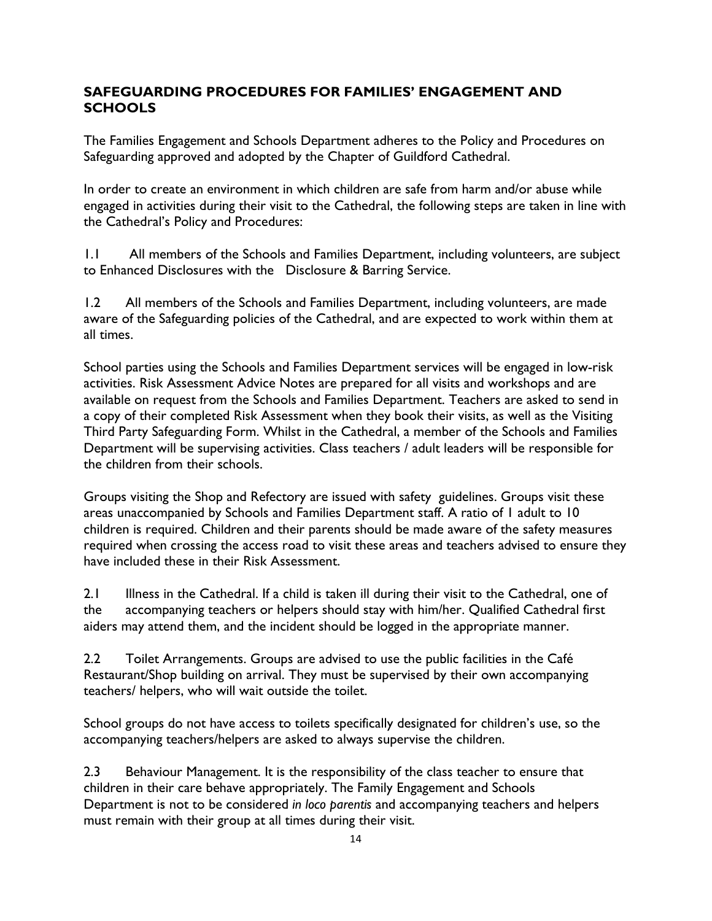## SAFEGUARDING PROCEDURES FOR FAMILIES' ENGAGEMENT AND SCHOOLS

The Families Engagement and Schools Department adheres to the Policy and Procedures on Safeguarding approved and adopted by the Chapter of Guildford Cathedral.

In order to create an environment in which children are safe from harm and/or abuse while engaged in activities during their visit to the Cathedral, the following steps are taken in line with the Cathedral's Policy and Procedures:

1.1 All members of the Schools and Families Department, including volunteers, are subject to Enhanced Disclosures with the Disclosure & Barring Service.

1.2 All members of the Schools and Families Department, including volunteers, are made aware of the Safeguarding policies of the Cathedral, and are expected to work within them at all times.

School parties using the Schools and Families Department services will be engaged in low-risk activities. Risk Assessment Advice Notes are prepared for all visits and workshops and are available on request from the Schools and Families Department. Teachers are asked to send in a copy of their completed Risk Assessment when they book their visits, as well as the Visiting Third Party Safeguarding Form. Whilst in the Cathedral, a member of the Schools and Families Department will be supervising activities. Class teachers / adult leaders will be responsible for the children from their schools.

Groups visiting the Shop and Refectory are issued with safety guidelines. Groups visit these areas unaccompanied by Schools and Families Department staff. A ratio of 1 adult to 10 children is required. Children and their parents should be made aware of the safety measures required when crossing the access road to visit these areas and teachers advised to ensure they have included these in their Risk Assessment.

2.1 Illness in the Cathedral. If a child is taken ill during their visit to the Cathedral, one of the accompanying teachers or helpers should stay with him/her. Qualified Cathedral first aiders may attend them, and the incident should be logged in the appropriate manner.

2.2 Toilet Arrangements. Groups are advised to use the public facilities in the Café Restaurant/Shop building on arrival. They must be supervised by their own accompanying teachers/ helpers, who will wait outside the toilet.

School groups do not have access to toilets specifically designated for children's use, so the accompanying teachers/helpers are asked to always supervise the children.

2.3 Behaviour Management. It is the responsibility of the class teacher to ensure that children in their care behave appropriately. The Family Engagement and Schools Department is not to be considered *in loco parentis* and accompanying teachers and helpers must remain with their group at all times during their visit.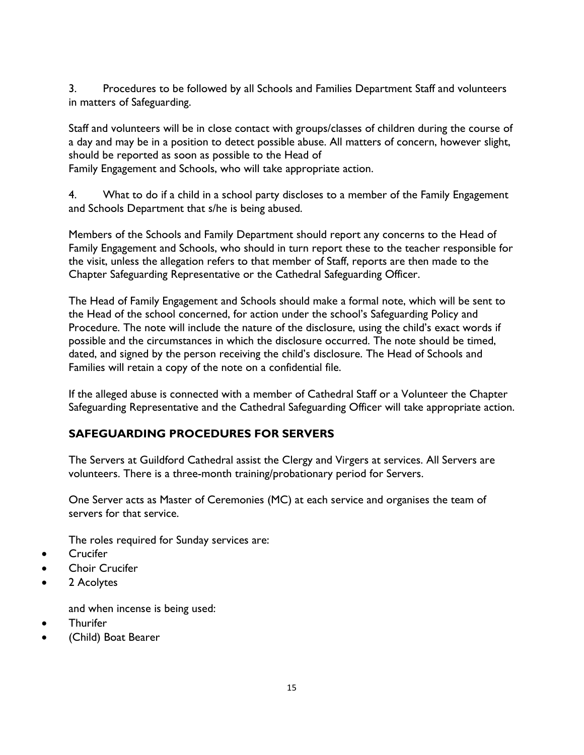3. Procedures to be followed by all Schools and Families Department Staff and volunteers in matters of Safeguarding.

Staff and volunteers will be in close contact with groups/classes of children during the course of a day and may be in a position to detect possible abuse. All matters of concern, however slight, should be reported as soon as possible to the Head of Family Engagement and Schools, who will take appropriate action.

4. What to do if a child in a school party discloses to a member of the Family Engagement and Schools Department that s/he is being abused.

Members of the Schools and Family Department should report any concerns to the Head of Family Engagement and Schools, who should in turn report these to the teacher responsible for the visit, unless the allegation refers to that member of Staff, reports are then made to the Chapter Safeguarding Representative or the Cathedral Safeguarding Officer.

The Head of Family Engagement and Schools should make a formal note, which will be sent to the Head of the school concerned, for action under the school's Safeguarding Policy and Procedure. The note will include the nature of the disclosure, using the child's exact words if possible and the circumstances in which the disclosure occurred. The note should be timed, dated, and signed by the person receiving the child's disclosure. The Head of Schools and Families will retain a copy of the note on a confidential file.

If the alleged abuse is connected with a member of Cathedral Staff or a Volunteer the Chapter Safeguarding Representative and the Cathedral Safeguarding Officer will take appropriate action.

## SAFEGUARDING PROCEDURES FOR SERVERS

The Servers at Guildford Cathedral assist the Clergy and Virgers at services. All Servers are volunteers. There is a three-month training/probationary period for Servers.

One Server acts as Master of Ceremonies (MC) at each service and organises the team of servers for that service.

The roles required for Sunday services are:

- Crucifer
- Choir Crucifer
- 2 Acolytes

and when incense is being used:

- Thurifer
- (Child) Boat Bearer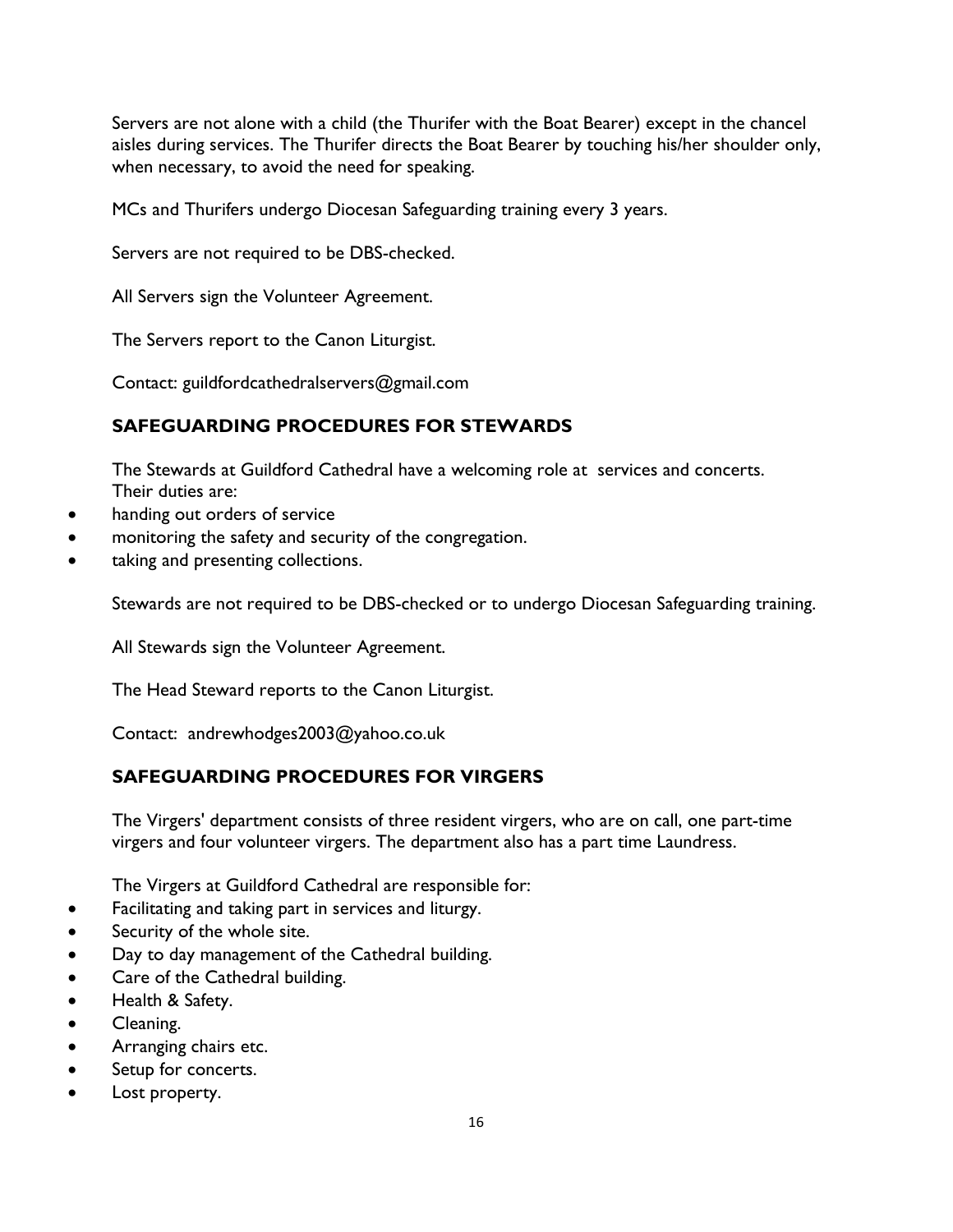Servers are not alone with a child (the Thurifer with the Boat Bearer) except in the chancel aisles during services. The Thurifer directs the Boat Bearer by touching his/her shoulder only, when necessary, to avoid the need for speaking.

MCs and Thurifers undergo Diocesan Safeguarding training every 3 years.

Servers are not required to be DBS-checked.

All Servers sign the Volunteer Agreement.

The Servers report to the Canon Liturgist.

Contact: guildfordcathedralservers@gmail.com

## SAFEGUARDING PROCEDURES FOR STEWARDS

The Stewards at Guildford Cathedral have a welcoming role at services and concerts. Their duties are:

- handing out orders of service
- monitoring the safety and security of the congregation.
- taking and presenting collections.

Stewards are not required to be DBS-checked or to undergo Diocesan Safeguarding training.

All Stewards sign the Volunteer Agreement.

The Head Steward reports to the Canon Liturgist.

Contact: andrewhodges2003@yahoo.co.uk

## SAFEGUARDING PROCEDURES FOR VIRGERS

The Virgers' department consists of three resident virgers, who are on call, one part-time virgers and four volunteer virgers. The department also has a part time Laundress.

The Virgers at Guildford Cathedral are responsible for:

- Facilitating and taking part in services and liturgy.
- Security of the whole site.
- Day to day management of the Cathedral building.
- Care of the Cathedral building.
- Health & Safety.
- Cleaning.
- Arranging chairs etc.
- Setup for concerts.
- Lost property.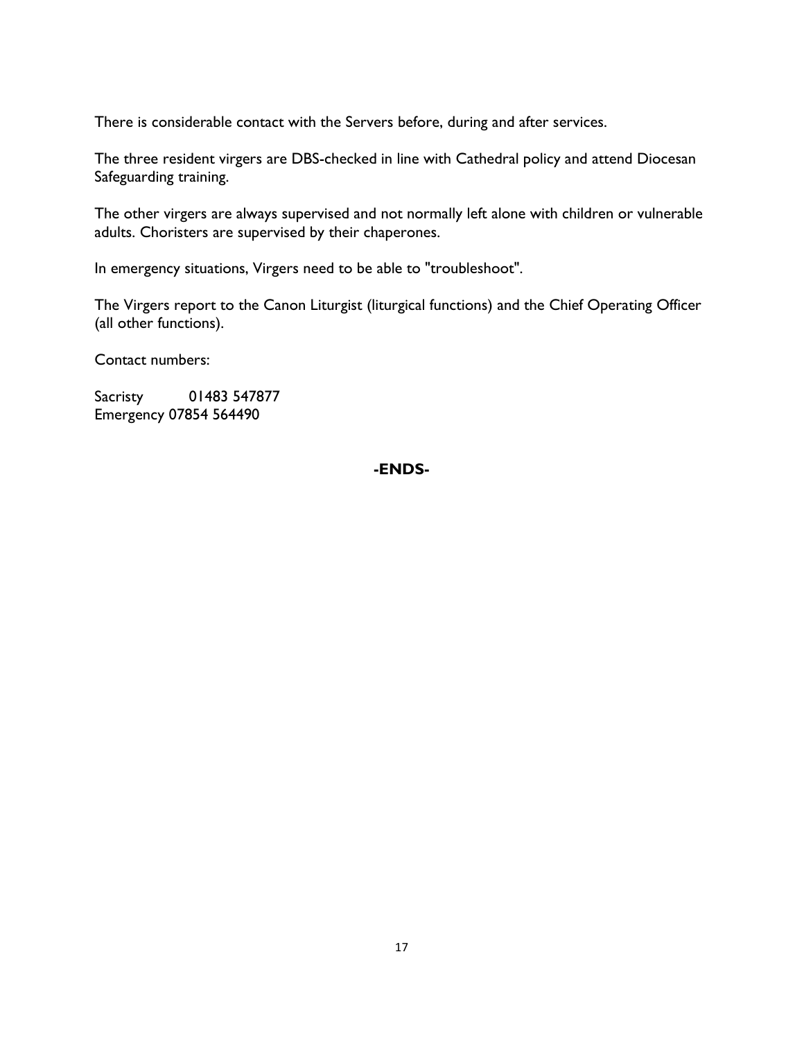There is considerable contact with the Servers before, during and after services.

The three resident virgers are DBS-checked in line with Cathedral policy and attend Diocesan Safeguarding training.

The other virgers are always supervised and not normally left alone with children or vulnerable adults. Choristers are supervised by their chaperones.

In emergency situations, Virgers need to be able to "troubleshoot".

The Virgers report to the Canon Liturgist (liturgical functions) and the Chief Operating Officer (all other functions).

Contact numbers:

Sacristy 01483 547877
Emergency 07854 564490

**-ENDS-**